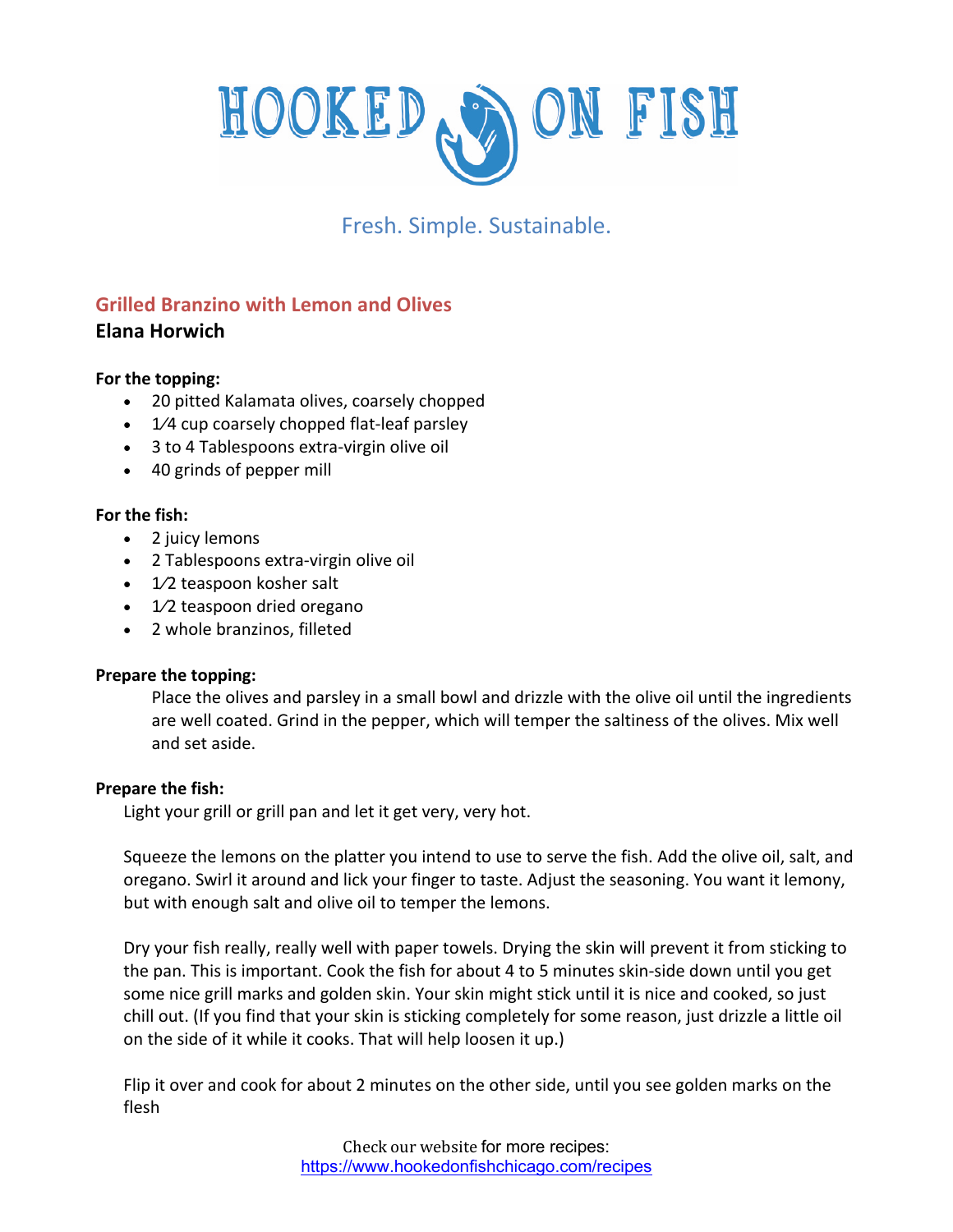# HOOKED ON FISH

Fresh. Simple. Sustainable.

## Grilled Branzino with Lemon and Olives

### Elana Horwich

**For the topping:**

- 20 pitted Kalamata olives, coarsely chopped
- 1⁄4 cup coarsely chopped flat-leaf parsley
- 3 to 4 Tablespoons extra-virgin olive oil
- 40 grinds of pepper mill

**For the fish:**

- 2 juicy lemons
- 2 Tablespoons extra-virgin olive oil
- 1⁄2 teaspoon kosher salt
- 1⁄2 teaspoon dried oregano
- 2 whole branzinos, filleted

**Prepare the topping:**

Place the olives and parsley in a small bowl and drizzle with the olive oil until the ingredients are well coated. Grind in the pepper, which will temper the saltiness of the olives. Mix well and set aside.

**Prepare the fish:**

Light your grill or grill pan and let it get very, very hot.

Squeeze the lemons on the platter you intend to use to serve the fish. Add the olive oil, salt, and oregano. Swirl it around and lick your finger to taste. Adjust the seasoning. You want it lemony, but with enough salt and olive oil to temper the lemons.

Dry your fish really, really well with paper towels. Drying the skin will prevent it from sticking to the pan. This is important. Cook the fish for about 4 to 5 minutes skin-side down until you get some nice grill marks and golden skin. Your skin might stick until it is nice and cooked, so just chill out. (If you find that your skin is sticking completely for some reason, just drizzle a little oil on the side of it while it cooks. That will help loosen it up.)

Flip it over and cook for about 2 minutes on the other side, until you see golden marks on the flesh

Check our website for more recipes:
https://www.hookedonfishchicago.com/recipes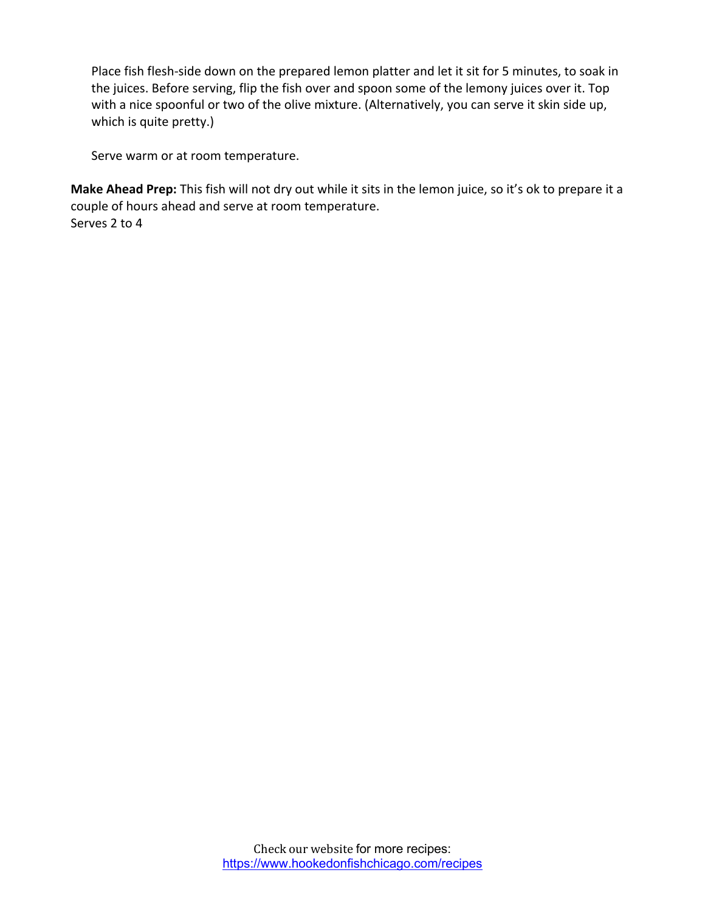Place fish flesh-side down on the prepared lemon platter and let it sit for 5 minutes, to soak in the juices. Before serving, flip the fish over and spoon some of the lemony juices over it. Top with a nice spoonful or two of the olive mixture. (Alternatively, you can serve it skin side up, which is quite pretty.)

Serve warm or at room temperature.

**Make Ahead Prep:** This fish will not dry out while it sits in the lemon juice, so it's ok to prepare it a couple of hours ahead and serve at room temperature.
Serves 2 to 4

Check our website for more recipes:
https://www.hookedonfishchicago.com/recipes